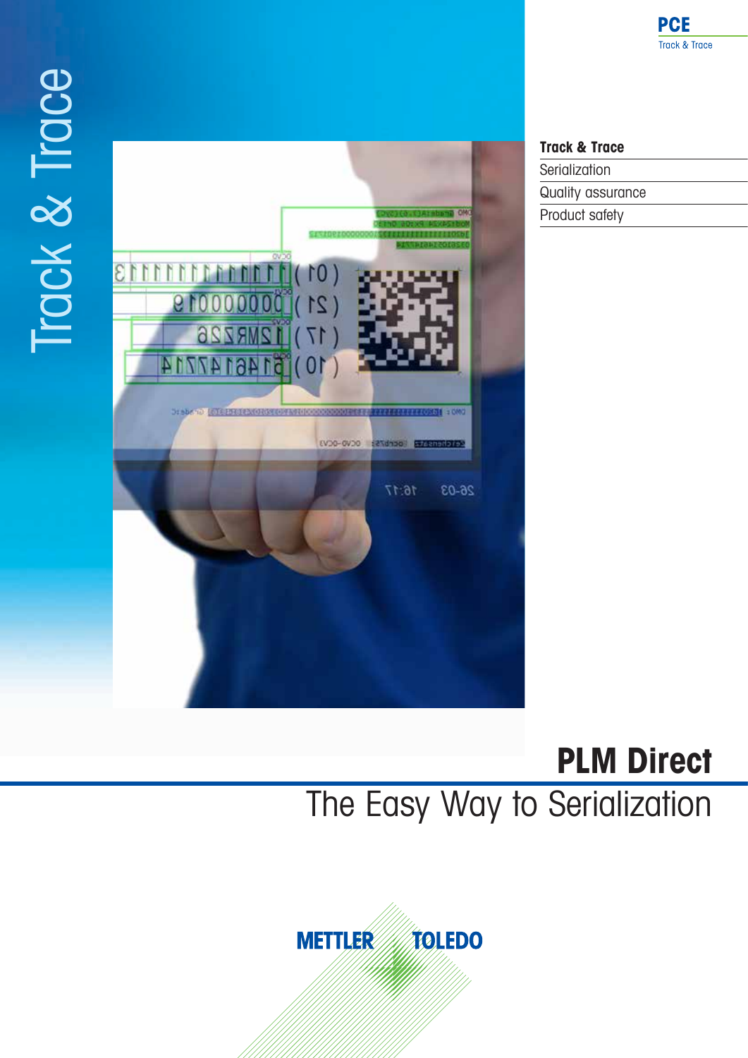# Track & Trace

**PCE**
Track & Trace

**Track & Trace**

- Serialization
- Quality assurance
- Product safety

# PLM Direct

## The Easy Way to Serialization

METTLER TOLEDO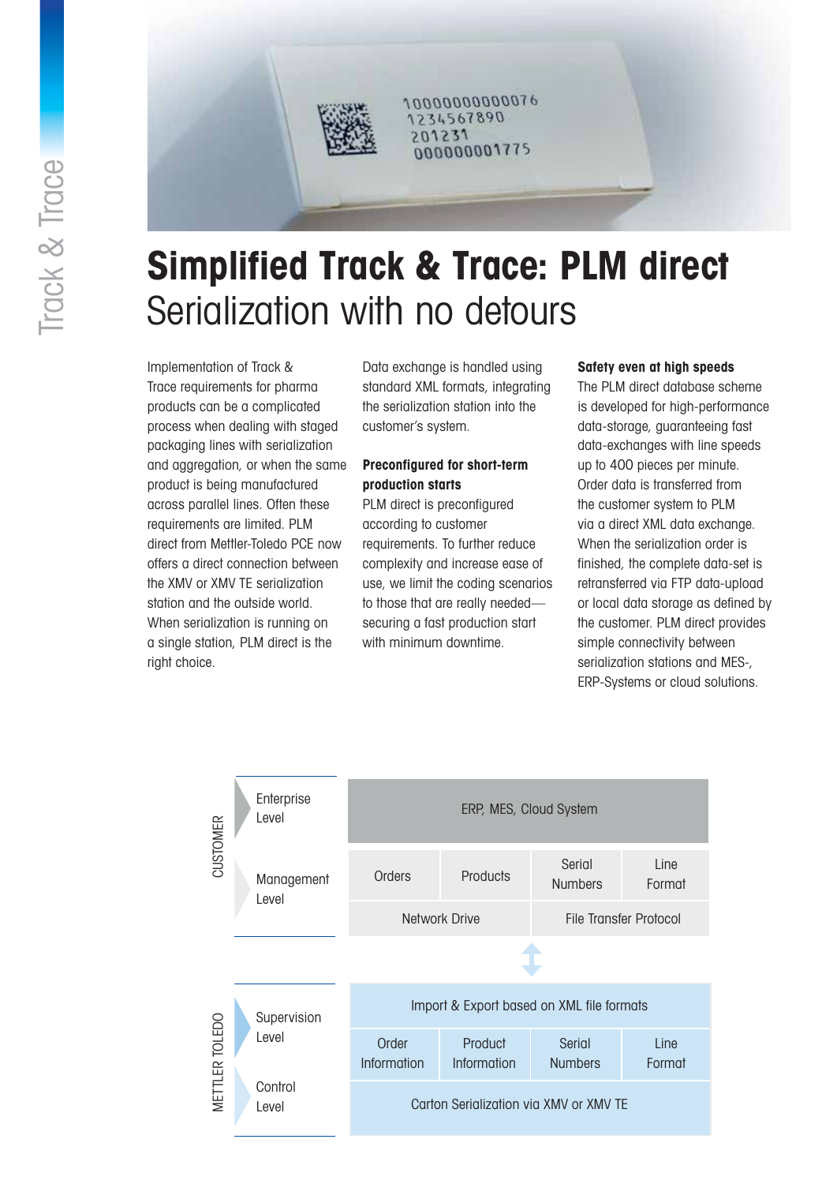# Simplified Track & Trace: PLM direct

## Serialization with no detours

Implementation of Track & Trace requirements for pharma products can be a complicated process when dealing with staged packaging lines with serialization and aggregation, or when the same product is being manufactured across parallel lines. Often these requirements are limited. PLM direct from Mettler-Toledo PCE now offers a direct connection between the XMV or XMV TE serialization station and the outside world. When serialization is running on a single station, PLM direct is the right choice.

Data exchange is handled using standard XML formats, integrating the serialization station into the customer's system.

**Preconfigured for short-term production starts**

PLM direct is preconfigured according to customer requirements. To further reduce complexity and increase ease of use, we limit the coding scenarios to those that are really needed—securing a fast production start with minimum downtime.

**Safety even at high speeds**

The PLM direct database scheme is developed for high-performance data-storage, guaranteeing fast data-exchanges with line speeds up to 400 pieces per minute. Order data is transferred from the customer system to PLM via a direct XML data exchange. When the serialization order is finished, the complete data-set is retransferred via FTP data-upload or local data storage as defined by the customer. PLM direct provides simple connectivity between serialization stations and MES-, ERP-Systems or cloud solutions.

| | Level | | | | |
|---|---|---|---|---|---|
| CUSTOMER | Enterprise Level | ERP, MES, Cloud System | | | |
| | Management Level | Orders | Products | Serial Numbers | Line Format |
| | | Network Drive | | File Transfer Protocol | |
| METTLER TOLEDO | Supervision Level | Import & Export based on XML file formats | | | |
| | | Order Information | Product Information | Serial Numbers | Line Format |
| | Control Level | Carton Serialization via XMV or XMV TE | | | |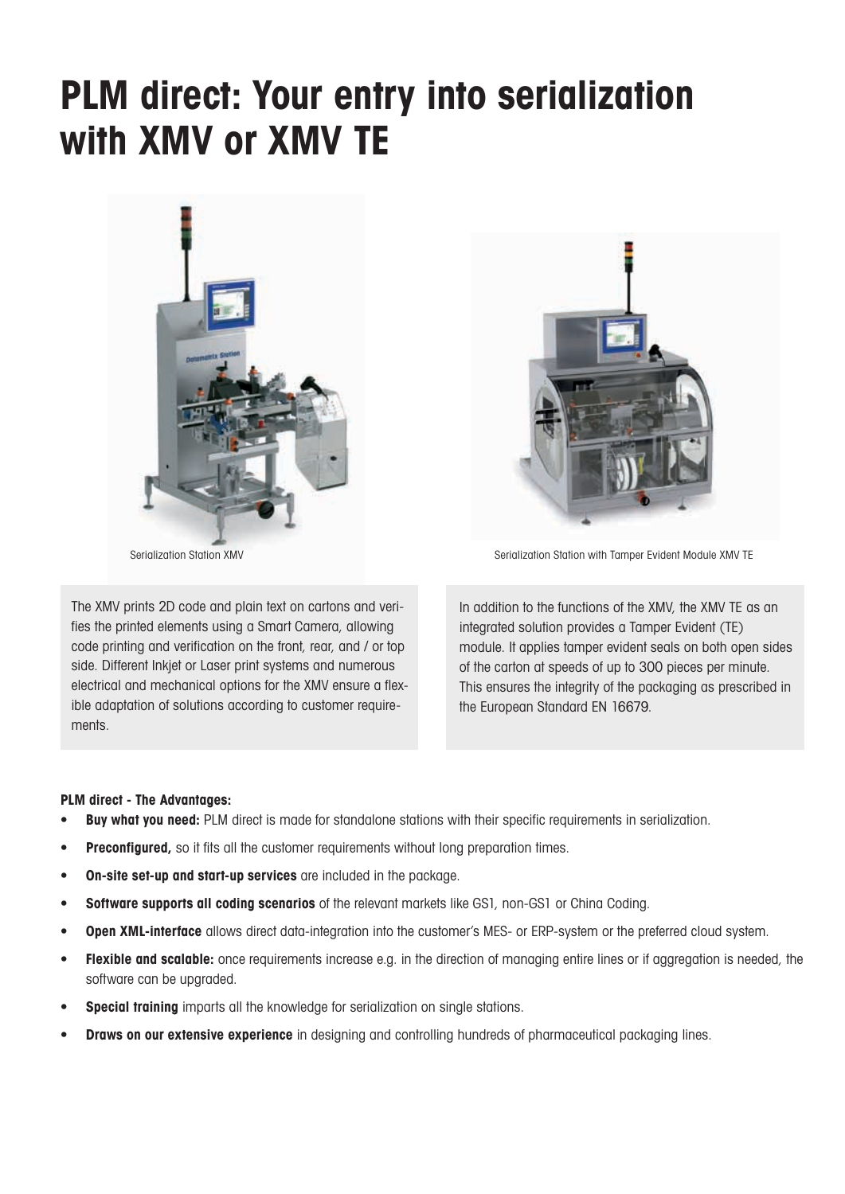# PLM direct: Your entry into serialization with XMV or XMV TE

Serialization Station XMV

Serialization Station with Tamper Evident Module XMV TE

The XMV prints 2D code and plain text on cartons and verifies the printed elements using a Smart Camera, allowing code printing and verification on the front, rear, and / or top side. Different Inkjet or Laser print systems and numerous electrical and mechanical options for the XMV ensure a flexible adaptation of solutions according to customer requirements.

In addition to the functions of the XMV, the XMV TE as an integrated solution provides a Tamper Evident (TE) module. It applies tamper evident seals on both open sides of the carton at speeds of up to 300 pieces per minute. This ensures the integrity of the packaging as prescribed in the European Standard EN 16679.

**PLM direct - The Advantages:**

- **Buy what you need:** PLM direct is made for standalone stations with their specific requirements in serialization.
- **Preconfigured,** so it fits all the customer requirements without long preparation times.
- **On-site set-up and start-up services** are included in the package.
- **Software supports all coding scenarios** of the relevant markets like GS1, non-GS1 or China Coding.
- **Open XML-interface** allows direct data-integration into the customer's MES- or ERP-system or the preferred cloud system.
- **Flexible and scalable:** once requirements increase e.g. in the direction of managing entire lines or if aggregation is needed, the software can be upgraded.
- **Special training** imparts all the knowledge for serialization on single stations.
- **Draws on our extensive experience** in designing and controlling hundreds of pharmaceutical packaging lines.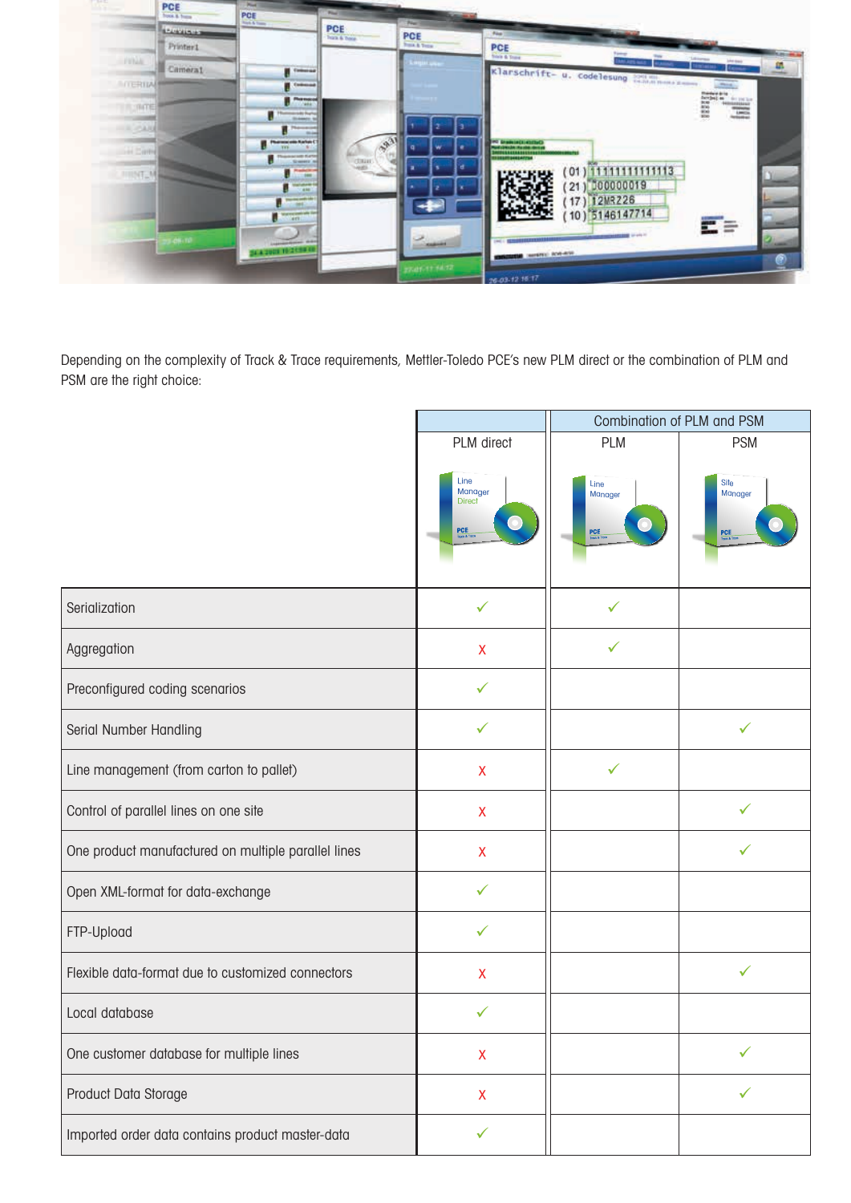Depending on the complexity of Track & Trace requirements, Mettler-Toledo PCE's new PLM direct or the combination of PLM and PSM are the right choice:

| | | Combination of PLM and PSM | |
|---|---|---|---|
| | PLM direct | PLM | PSM |
| Serialization | ✓ | ✓ | |
| Aggregation | X | ✓ | |
| Preconfigured coding scenarios | ✓ | | |
| Serial Number Handling | ✓ | | ✓ |
| Line management (from carton to pallet) | X | ✓ | |
| Control of parallel lines on one site | X | | ✓ |
| One product manufactured on multiple parallel lines | X | | ✓ |
| Open XML-format for data-exchange | ✓ | | |
| FTP-Upload | ✓ | | |
| Flexible data-format due to customized connectors | X | | ✓ |
| Local database | ✓ | | |
| One customer database for multiple lines | X | | ✓ |
| Product Data Storage | X | | ✓ |
| Imported order data contains product master-data | ✓ | | |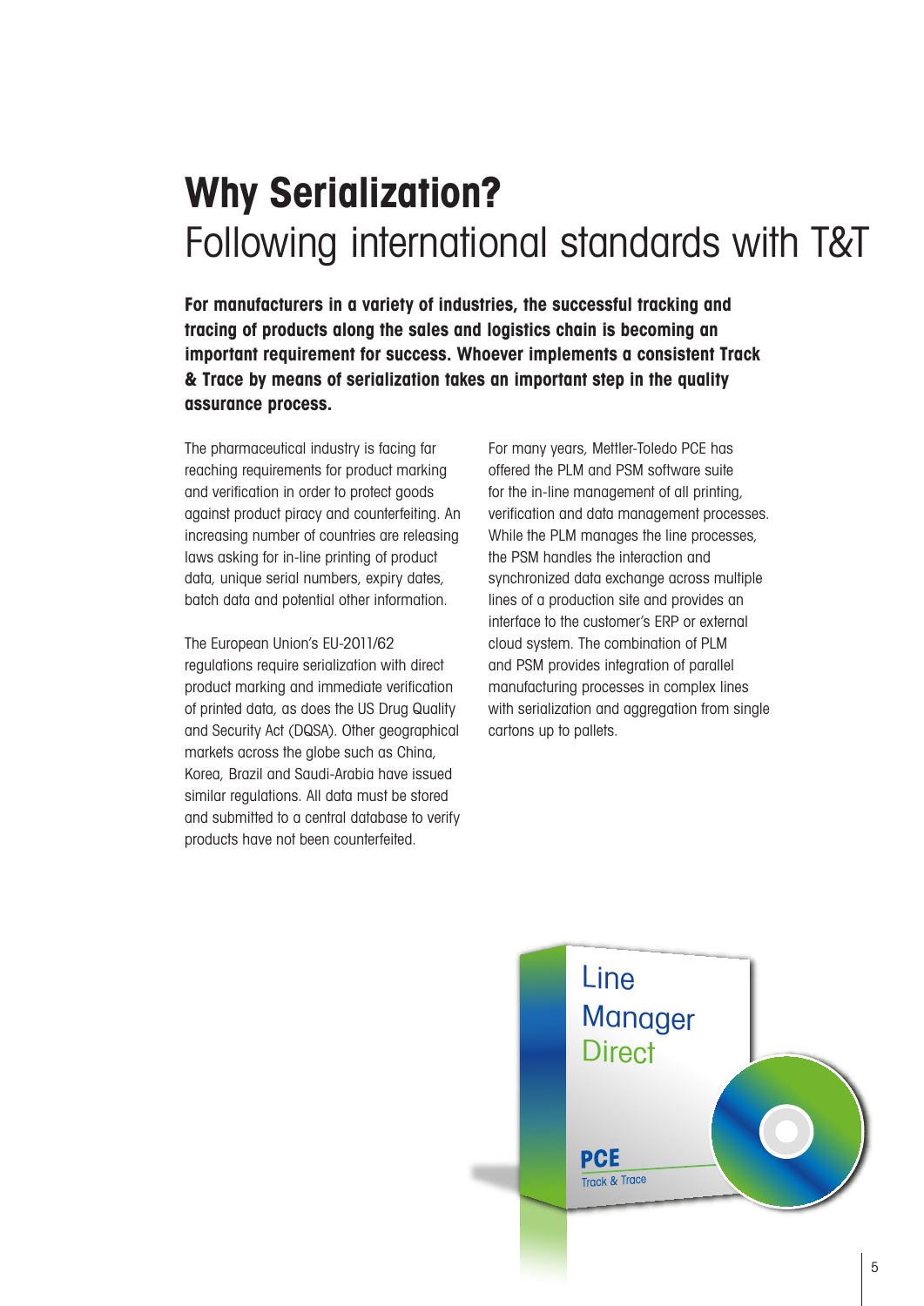# Why Serialization?

## Following international standards with T&T

**For manufacturers in a variety of industries, the successful tracking and tracing of products along the sales and logistics chain is becoming an important requirement for success. Whoever implements a consistent Track & Trace by means of serialization takes an important step in the quality assurance process.**

The pharmaceutical industry is facing far reaching requirements for product marking and verification in order to protect goods against product piracy and counterfeiting. An increasing number of countries are releasing laws asking for in-line printing of product data, unique serial numbers, expiry dates, batch data and potential other information.

The European Union's EU-2011/62 regulations require serialization with direct product marking and immediate verification of printed data, as does the US Drug Quality and Security Act (DQSA). Other geographical markets across the globe such as China, Korea, Brazil and Saudi-Arabia have issued similar regulations. All data must be stored and submitted to a central database to verify products have not been counterfeited.

For many years, Mettler-Toledo PCE has offered the PLM and PSM software suite for the in-line management of all printing, verification and data management processes. While the PLM manages the line processes, the PSM handles the interaction and synchronized data exchange across multiple lines of a production site and provides an interface to the customer's ERP or external cloud system. The combination of PLM and PSM provides integration of parallel manufacturing processes in complex lines with serialization and aggregation from single cartons up to pallets.

Line Manager Direct

PCE Track & Trace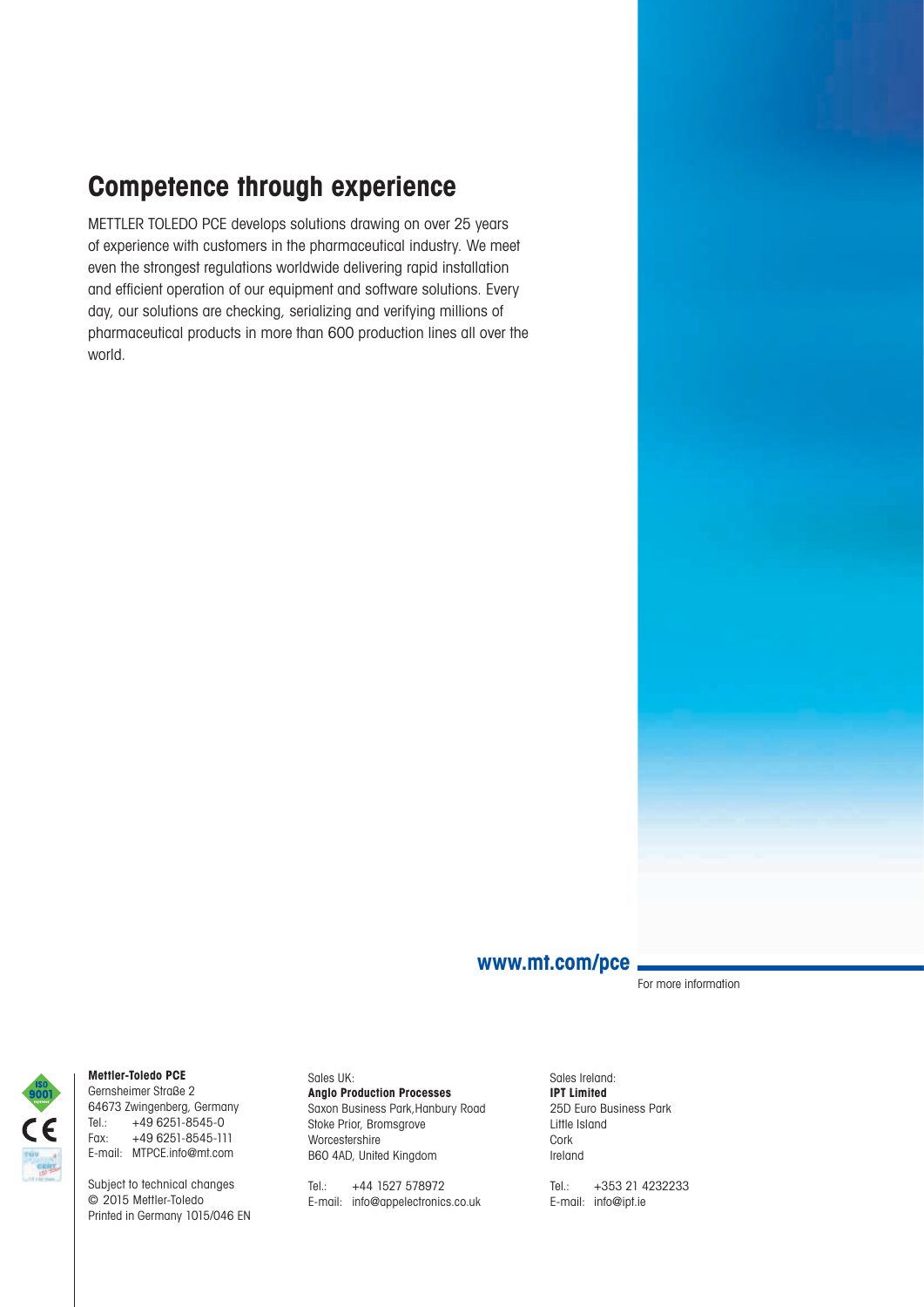# Competence through experience

METTLER TOLEDO PCE develops solutions drawing on over 25 years of experience with customers in the pharmaceutical industry. We meet even the strongest regulations worldwide delivering rapid installation and efficient operation of our equipment and software solutions. Every day, our solutions are checking, serializing and verifying millions of pharmaceutical products in more than 600 production lines all over the world.

**www.mt.com/pce**

For more information

**Mettler-Toledo PCE**
Gernsheimer Straße 2
64673 Zwingenberg, Germany
Tel.: +49 6251-8545-0
Fax: +49 6251-8545-111
E-mail: MTPCE.info@mt.com

Subject to technical changes
© 2015 Mettler-Toledo
Printed in Germany 1015/046 EN

Sales UK:
**Anglo Production Processes**
Saxon Business Park, Hanbury Road
Stoke Prior, Bromsgrove
Worcestershire
B60 4AD, United Kingdom

Tel.: +44 1527 578972
E-mail: info@appelectronics.co.uk

Sales Ireland:
**IPT Limited**
25D Euro Business Park
Little Island
Cork
Ireland

Tel.: +353 21 4232233
E-mail: info@ipt.ie